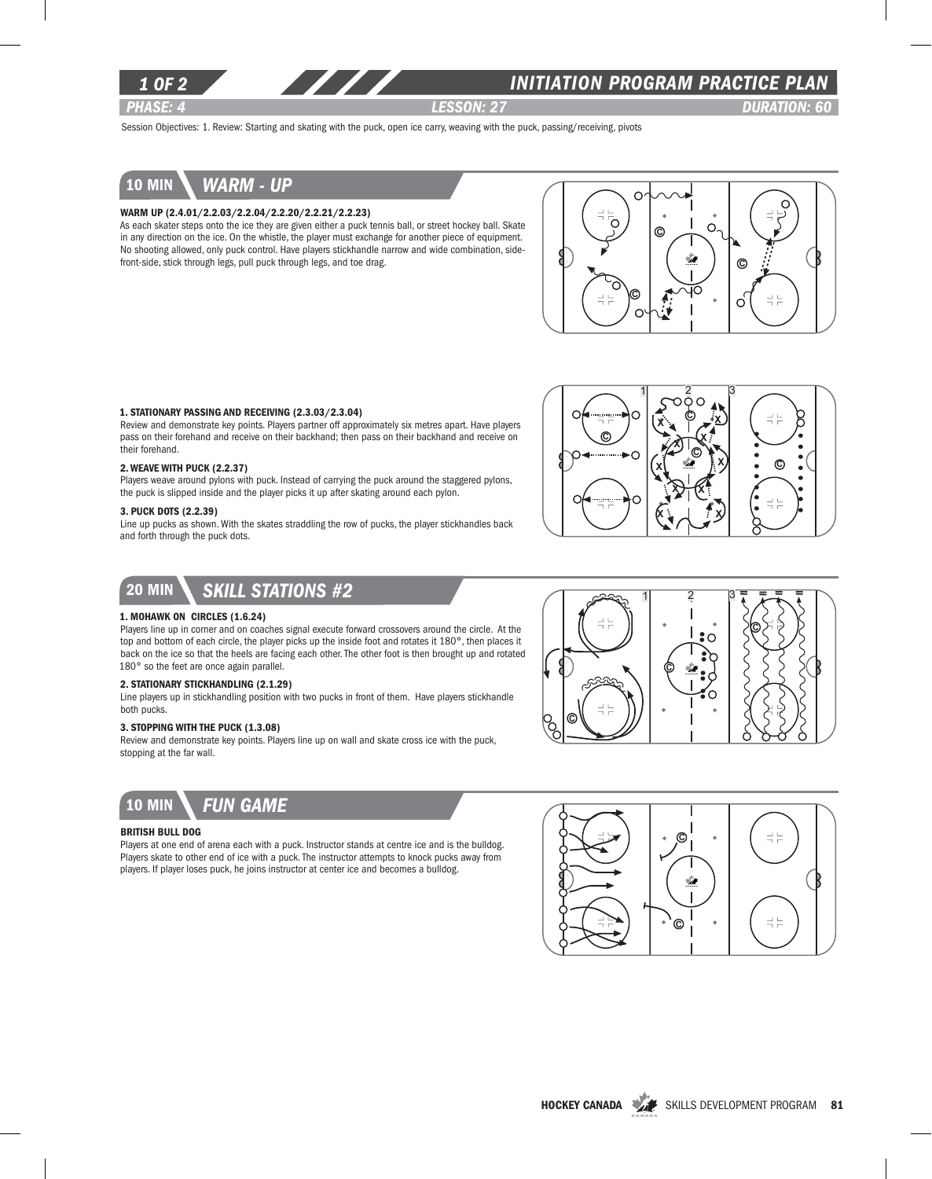# INITIATION PROGRAM PRACTICE PLAN

*PHASE: 4* | *LESSON: 27* | *DURATION: 60*

Session Objectives: 1. Review: Starting and skating with the puck, open ice carry, weaving with the puck, passing/receiving, pivots

## 10 MIN — WARM - UP

**WARM UP (2.4.01/2.2.03/2.2.04/2.2.20/2.2.21/2.2.23)**

As each skater steps onto the ice they are given either a puck tennis ball, or street hockey ball. Skate in any direction on the ice. On the whistle, the player must exchange for another piece of equipment. No shooting allowed, only puck control. Have players stickhandle narrow and wide combination, side-front-side, stick through legs, pull puck through legs, and toe drag.

**1. STATIONARY PASSING AND RECEIVING (2.3.03/2.3.04)**

Review and demonstrate key points. Players partner off approximately six metres apart. Have players pass on their forehand and receive on their backhand; then pass on their backhand and receive on their forehand.

**2. WEAVE WITH PUCK (2.2.37)**

Players weave around pylons with puck. Instead of carrying the puck around the staggered pylons, the puck is slipped inside and the player picks it up after skating around each pylon.

**3. PUCK DOTS (2.2.39)**

Line up pucks as shown. With the skates straddling the row of pucks, the player stickhandles back and forth through the puck dots.

## 20 MIN — SKILL STATIONS #2

**1. MOHAWK ON CIRCLES (1.6.24)**

Players line up in corner and on coaches signal execute forward crossovers around the circle. At the top and bottom of each circle, the player picks up the inside foot and rotates it 180°, then places it back on the ice so that the heels are facing each other. The other foot is then brought up and rotated 180° so the feet are once again parallel.

**2. STATIONARY STICKHANDLING (2.1.29)**

Line players up in stickhandling position with two pucks in front of them. Have players stickhandle both pucks.

**3. STOPPING WITH THE PUCK (1.3.08)**

Review and demonstrate key points. Players line up on wall and skate cross ice with the puck, stopping at the far wall.

## 10 MIN — FUN GAME

**BRITISH BULL DOG**

Players at one end of arena each with a puck. Instructor stands at centre ice and is the bulldog. Players skate to other end of ice with a puck. The instructor attempts to knock pucks away from players. If player loses puck, he joins instructor at center ice and becomes a bulldog.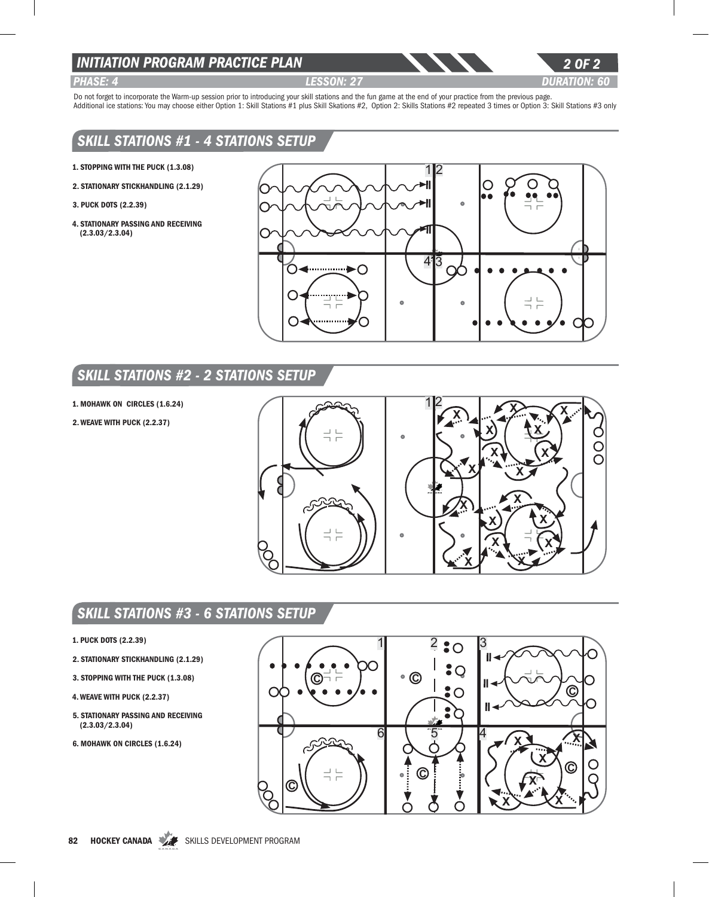## INITIATION PROGRAM PRACTICE PLAN

*PHASE: 4* *LESSON: 27* *DURATION: 60*

Do not forget to incorporate the Warm-up session prior to introducing your skill stations and the fun game at the end of your practice from the previous page.
Additional ice stations: You may choose either Option 1: Skill Stations #1 plus Skill Skations #2, Option 2: Skills Stations #2 repeated 3 times or Option 3: Skill Stations #3 only

## SKILL STATIONS #1 - 4 STATIONS SETUP

1. STOPPING WITH THE PUCK (1.3.08)
2. STATIONARY STICKHANDLING (2.1.29)
3. PUCK DOTS (2.2.39)
4. STATIONARY PASSING AND RECEIVING (2.3.03/2.3.04)

1 2
4 3

## SKILL STATIONS #2 - 2 STATIONS SETUP

1. MOHAWK ON CIRCLES (1.6.24)
2. WEAVE WITH PUCK (2.2.37)

1 2

## SKILL STATIONS #3 - 6 STATIONS SETUP

1. PUCK DOTS (2.2.39)
2. STATIONARY STICKHANDLING (2.1.29)
3. STOPPING WITH THE PUCK (1.3.08)
4. WEAVE WITH PUCK (2.2.37)
5. STATIONARY PASSING AND RECEIVING (2.3.03/2.3.04)
6. MOHAWK ON CIRCLES (1.6.24)

1 2 3
6 5 4